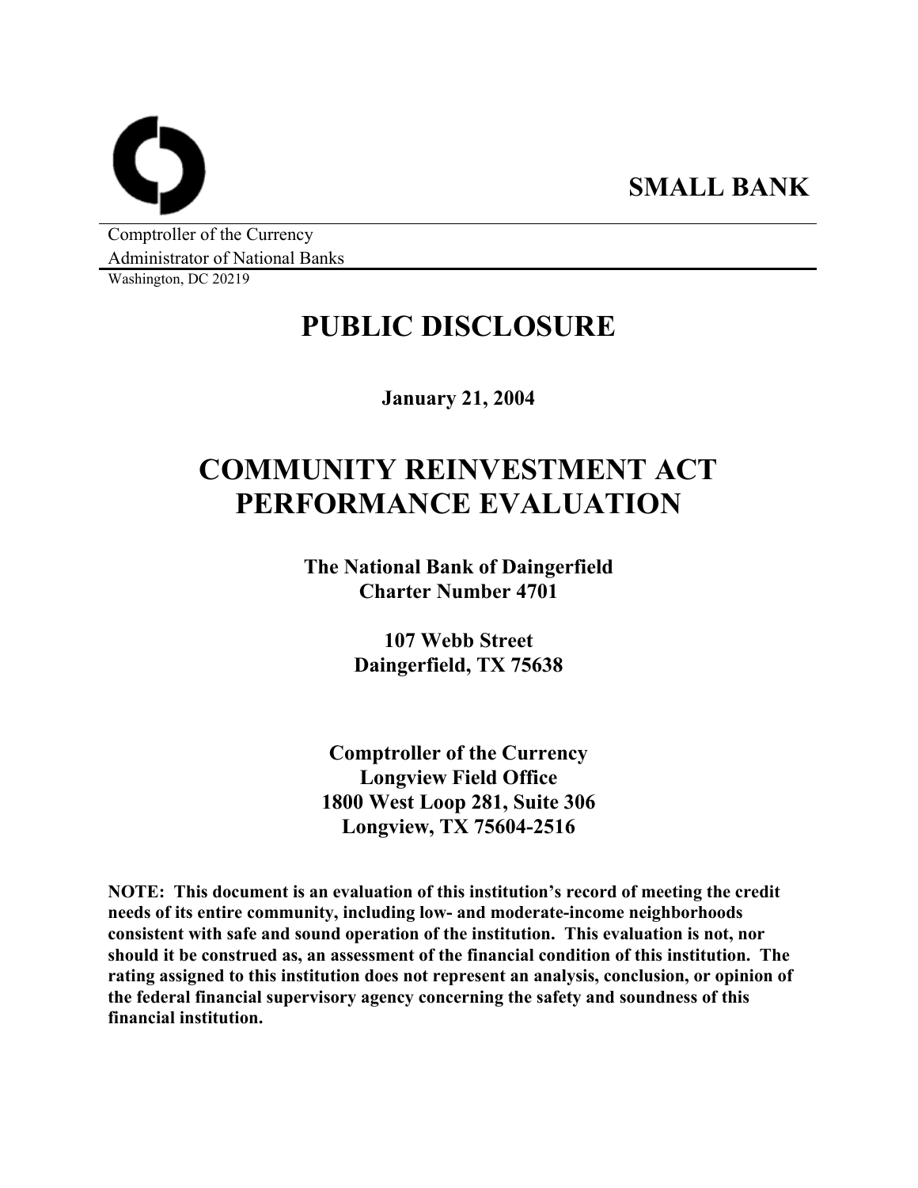**SMALL BANK**

Comptroller of the Currency
Administrator of National Banks
Washington, DC 20219

# PUBLIC DISCLOSURE

**January 21, 2004**

# COMMUNITY REINVESTMENT ACT PERFORMANCE EVALUATION

**The National Bank of Daingerfield**
**Charter Number 4701**

**107 Webb Street**
**Daingerfield, TX 75638**

**Comptroller of the Currency**
**Longview Field Office**
**1800 West Loop 281, Suite 306**
**Longview, TX 75604-2516**

**NOTE: This document is an evaluation of this institution's record of meeting the credit needs of its entire community, including low- and moderate-income neighborhoods consistent with safe and sound operation of the institution. This evaluation is not, nor should it be construed as, an assessment of the financial condition of this institution. The rating assigned to this institution does not represent an analysis, conclusion, or opinion of the federal financial supervisory agency concerning the safety and soundness of this financial institution.**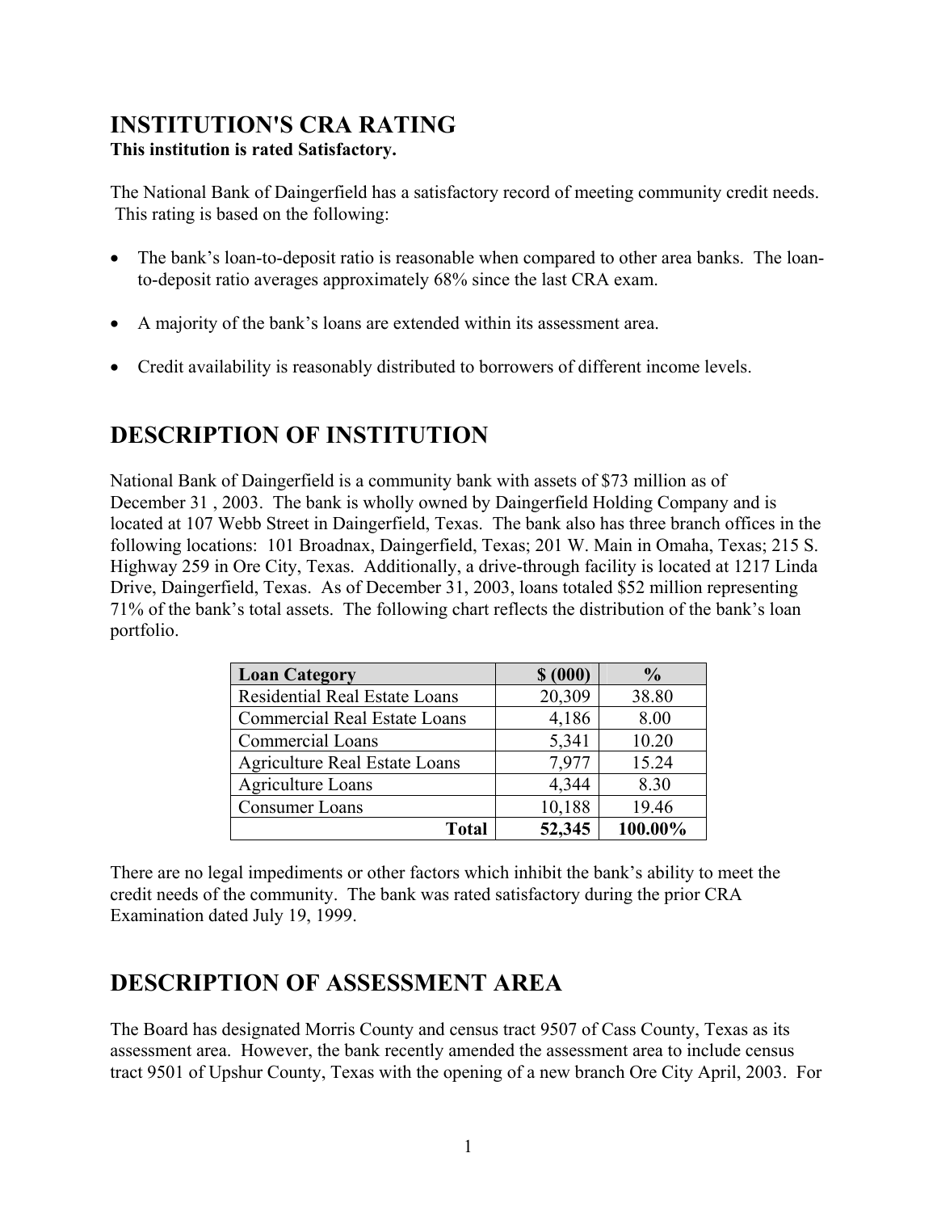# INSTITUTION'S CRA RATING

**This institution is rated Satisfactory.**

The National Bank of Daingerfield has a satisfactory record of meeting community credit needs. This rating is based on the following:

- The bank's loan-to-deposit ratio is reasonable when compared to other area banks. The loan-to-deposit ratio averages approximately 68% since the last CRA exam.
- A majority of the bank's loans are extended within its assessment area.
- Credit availability is reasonably distributed to borrowers of different income levels.

# DESCRIPTION OF INSTITUTION

National Bank of Daingerfield is a community bank with assets of $73 million as of December 31 , 2003. The bank is wholly owned by Daingerfield Holding Company and is located at 107 Webb Street in Daingerfield, Texas. The bank also has three branch offices in the following locations: 101 Broadnax, Daingerfield, Texas; 201 W. Main in Omaha, Texas; 215 S. Highway 259 in Ore City, Texas. Additionally, a drive-through facility is located at 1217 Linda Drive, Daingerfield, Texas. As of December 31, 2003, loans totaled $52 million representing 71% of the bank's total assets. The following chart reflects the distribution of the bank's loan portfolio.

| Loan Category | $ (000) | % |
|---|---|---|
| Residential Real Estate Loans | 20,309 | 38.80 |
| Commercial Real Estate Loans | 4,186 | 8.00 |
| Commercial Loans | 5,341 | 10.20 |
| Agriculture Real Estate Loans | 7,977 | 15.24 |
| Agriculture Loans | 4,344 | 8.30 |
| Consumer Loans | 10,188 | 19.46 |
| **Total** | **52,345** | **100.00%** |

There are no legal impediments or other factors which inhibit the bank's ability to meet the credit needs of the community. The bank was rated satisfactory during the prior CRA Examination dated July 19, 1999.

# DESCRIPTION OF ASSESSMENT AREA

The Board has designated Morris County and census tract 9507 of Cass County, Texas as its assessment area. However, the bank recently amended the assessment area to include census tract 9501 of Upshur County, Texas with the opening of a new branch Ore City April, 2003. For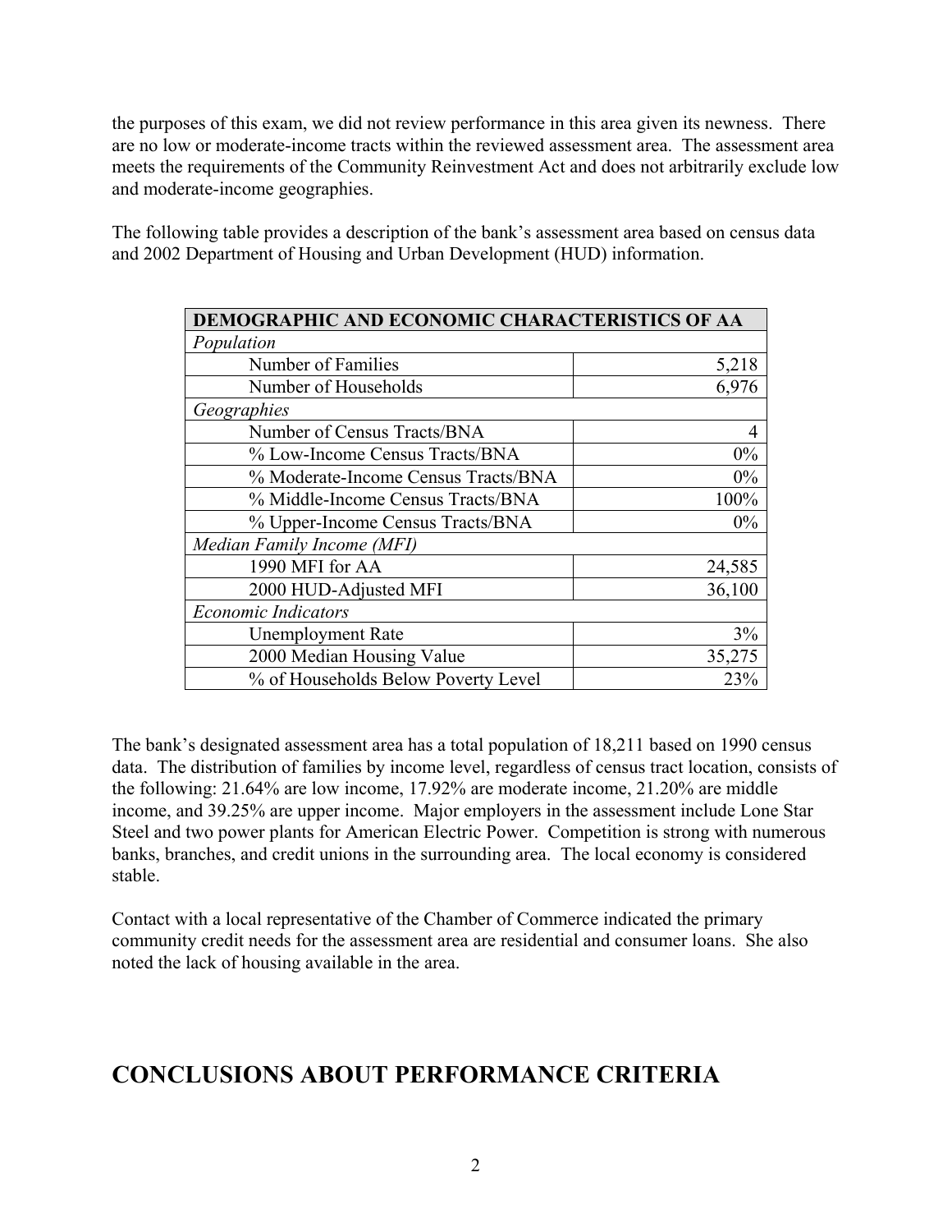the purposes of this exam, we did not review performance in this area given its newness. There are no low or moderate-income tracts within the reviewed assessment area. The assessment area meets the requirements of the Community Reinvestment Act and does not arbitrarily exclude low and moderate-income geographies.

The following table provides a description of the bank's assessment area based on census data and 2002 Department of Housing and Urban Development (HUD) information.

| DEMOGRAPHIC AND ECONOMIC CHARACTERISTICS OF AA | |
|---|---|
| *Population* | |
| Number of Families | 5,218 |
| Number of Households | 6,976 |
| *Geographies* | |
| Number of Census Tracts/BNA | 4 |
| % Low-Income Census Tracts/BNA | 0% |
| % Moderate-Income Census Tracts/BNA | 0% |
| % Middle-Income Census Tracts/BNA | 100% |
| % Upper-Income Census Tracts/BNA | 0% |
| *Median Family Income (MFI)* | |
| 1990 MFI for AA | 24,585 |
| 2000 HUD-Adjusted MFI | 36,100 |
| *Economic Indicators* | |
| Unemployment Rate | 3% |
| 2000 Median Housing Value | 35,275 |
| % of Households Below Poverty Level | 23% |

The bank's designated assessment area has a total population of 18,211 based on 1990 census data. The distribution of families by income level, regardless of census tract location, consists of the following: 21.64% are low income, 17.92% are moderate income, 21.20% are middle income, and 39.25% are upper income. Major employers in the assessment include Lone Star Steel and two power plants for American Electric Power. Competition is strong with numerous banks, branches, and credit unions in the surrounding area. The local economy is considered stable.

Contact with a local representative of the Chamber of Commerce indicated the primary community credit needs for the assessment area are residential and consumer loans. She also noted the lack of housing available in the area.

# CONCLUSIONS ABOUT PERFORMANCE CRITERIA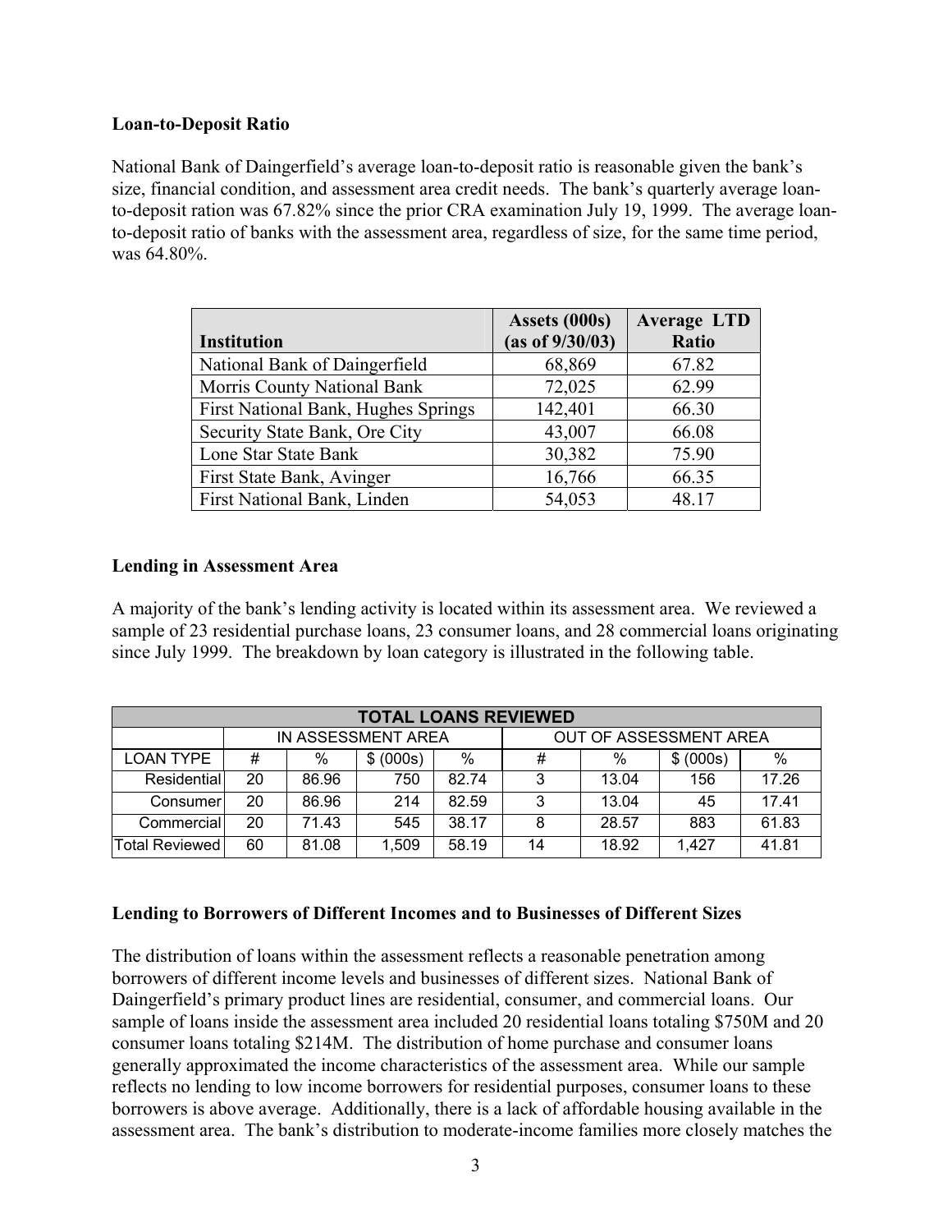**Loan-to-Deposit Ratio**

National Bank of Daingerfield's average loan-to-deposit ratio is reasonable given the bank's size, financial condition, and assessment area credit needs. The bank's quarterly average loan-to-deposit ration was 67.82% since the prior CRA examination July 19, 1999. The average loan-to-deposit ratio of banks with the assessment area, regardless of size, for the same time period, was 64.80%.

| Institution | Assets (000s) (as of 9/30/03) | Average LTD Ratio |
|---|---|---|
| National Bank of Daingerfield | 68,869 | 67.82 |
| Morris County National Bank | 72,025 | 62.99 |
| First National Bank, Hughes Springs | 142,401 | 66.30 |
| Security State Bank, Ore City | 43,007 | 66.08 |
| Lone Star State Bank | 30,382 | 75.90 |
| First State Bank, Avinger | 16,766 | 66.35 |
| First National Bank, Linden | 54,053 | 48.17 |

**Lending in Assessment Area**

A majority of the bank's lending activity is located within its assessment area. We reviewed a sample of 23 residential purchase loans, 23 consumer loans, and 28 commercial loans originating since July 1999. The breakdown by loan category is illustrated in the following table.

| TOTAL LOANS REVIEWED | | | | | | | | |
|---|---|---|---|---|---|---|---|---|
| | IN ASSESSMENT AREA | | | | OUT OF ASSESSMENT AREA | | | |
| LOAN TYPE | # | % | $ (000s) | % | # | % | $ (000s) | % |
| Residential | 20 | 86.96 | 750 | 82.74 | 3 | 13.04 | 156 | 17.26 |
| Consumer | 20 | 86.96 | 214 | 82.59 | 3 | 13.04 | 45 | 17.41 |
| Commercial | 20 | 71.43 | 545 | 38.17 | 8 | 28.57 | 883 | 61.83 |
| Total Reviewed | 60 | 81.08 | 1,509 | 58.19 | 14 | 18.92 | 1,427 | 41.81 |

**Lending to Borrowers of Different Incomes and to Businesses of Different Sizes**

The distribution of loans within the assessment reflects a reasonable penetration among borrowers of different income levels and businesses of different sizes. National Bank of Daingerfield's primary product lines are residential, consumer, and commercial loans. Our sample of loans inside the assessment area included 20 residential loans totaling $750M and 20 consumer loans totaling $214M. The distribution of home purchase and consumer loans generally approximated the income characteristics of the assessment area. While our sample reflects no lending to low income borrowers for residential purposes, consumer loans to these borrowers is above average. Additionally, there is a lack of affordable housing available in the assessment area. The bank's distribution to moderate-income families more closely matches the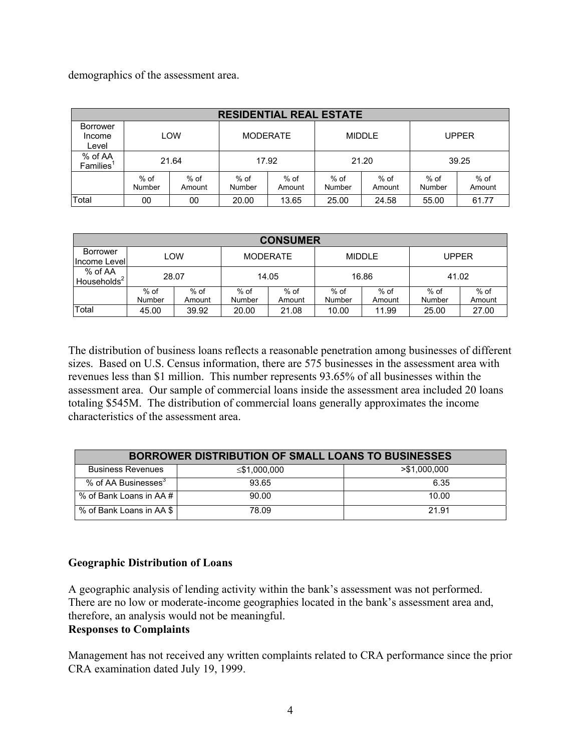demographics of the assessment area.

| RESIDENTIAL REAL ESTATE | | | | | | | | |
|---|---|---|---|---|---|---|---|---|
| Borrower Income Level | LOW | | MODERATE | | MIDDLE | | UPPER | |
| % of AA Families[1] | 21.64 | | 17.92 | | 21.20 | | 39.25 | |
| | % of Number | % of Amount | % of Number | % of Amount | % of Number | % of Amount | % of Number | % of Amount |
| Total | 00 | 00 | 20.00 | 13.65 | 25.00 | 24.58 | 55.00 | 61.77 |

| CONSUMER | | | | | | | | |
|---|---|---|---|---|---|---|---|---|
| Borrower Income Level | LOW | | MODERATE | | MIDDLE | | UPPER | |
| % of AA Households[2] | 28.07 | | 14.05 | | 16.86 | | 41.02 | |
| | % of Number | % of Amount | % of Number | % of Amount | % of Number | % of Amount | % of Number | % of Amount |
| Total | 45.00 | 39.92 | 20.00 | 21.08 | 10.00 | 11.99 | 25.00 | 27.00 |

The distribution of business loans reflects a reasonable penetration among businesses of different sizes. Based on U.S. Census information, there are 575 businesses in the assessment area with revenues less than $1 million. This number represents 93.65% of all businesses within the assessment area. Our sample of commercial loans inside the assessment area included 20 loans totaling $545M. The distribution of commercial loans generally approximates the income characteristics of the assessment area.

| BORROWER DISTRIBUTION OF SMALL LOANS TO BUSINESSES | | |
|---|---|---|
| Business Revenues | ≤$1,000,000 | >$1,000,000 |
| % of AA Businesses[3] | 93.65 | 6.35 |
| % of Bank Loans in AA # | 90.00 | 10.00 |
| % of Bank Loans in AA $ | 78.09 | 21.91 |

**Geographic Distribution of Loans**

A geographic analysis of lending activity within the bank's assessment was not performed. There are no low or moderate-income geographies located in the bank's assessment area and, therefore, an analysis would not be meaningful.

**Responses to Complaints**

Management has not received any written complaints related to CRA performance since the prior CRA examination dated July 19, 1999.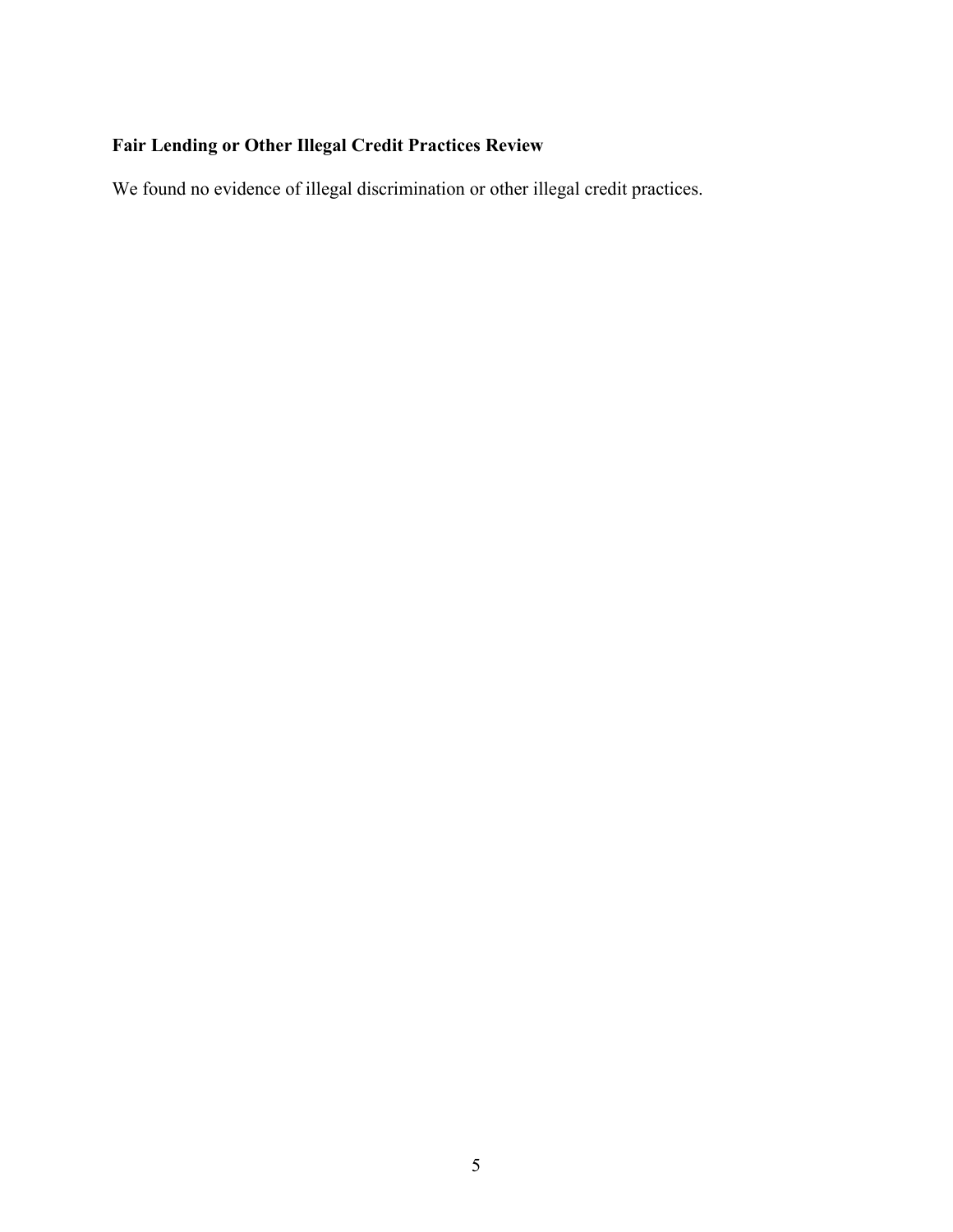### Fair Lending or Other Illegal Credit Practices Review

We found no evidence of illegal discrimination or other illegal credit practices.